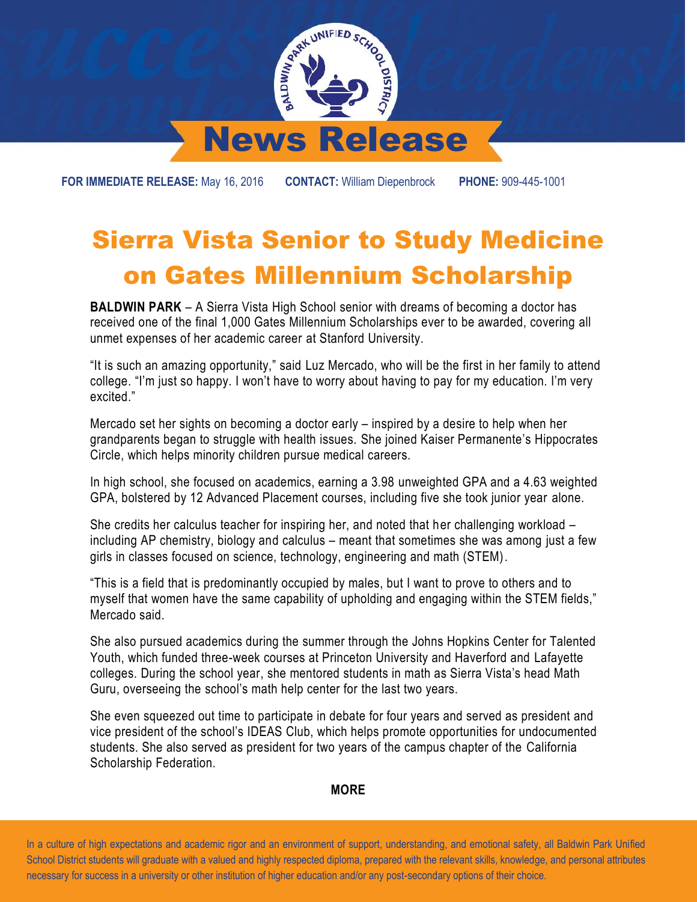# News Release

**FOR IMMEDIATE RELEASE:** May 16, 2016  **CONTACT:** William Diepenbrock  **PHONE:** 909-445-1001

## Sierra Vista Senior to Study Medicine on Gates Millennium Scholarship

**BALDWIN PARK** – A Sierra Vista High School senior with dreams of becoming a doctor has received one of the final 1,000 Gates Millennium Scholarships ever to be awarded, covering all unmet expenses of her academic career at Stanford University.

"It is such an amazing opportunity," said Luz Mercado, who will be the first in her family to attend college. "I'm just so happy. I won't have to worry about having to pay for my education. I'm very excited."

Mercado set her sights on becoming a doctor early – inspired by a desire to help when her grandparents began to struggle with health issues. She joined Kaiser Permanente's Hippocrates Circle, which helps minority children pursue medical careers.

In high school, she focused on academics, earning a 3.98 unweighted GPA and a 4.63 weighted GPA, bolstered by 12 Advanced Placement courses, including five she took junior year alone.

She credits her calculus teacher for inspiring her, and noted that her challenging workload – including AP chemistry, biology and calculus – meant that sometimes she was among just a few girls in classes focused on science, technology, engineering and math (STEM).

"This is a field that is predominantly occupied by males, but I want to prove to others and to myself that women have the same capability of upholding and engaging within the STEM fields," Mercado said.

She also pursued academics during the summer through the Johns Hopkins Center for Talented Youth, which funded three-week courses at Princeton University and Haverford and Lafayette colleges. During the school year, she mentored students in math as Sierra Vista's head Math Guru, overseeing the school's math help center for the last two years.

She even squeezed out time to participate in debate for four years and served as president and vice president of the school's IDEAS Club, which helps promote opportunities for undocumented students. She also served as president for two years of the campus chapter of the California Scholarship Federation.

**MORE**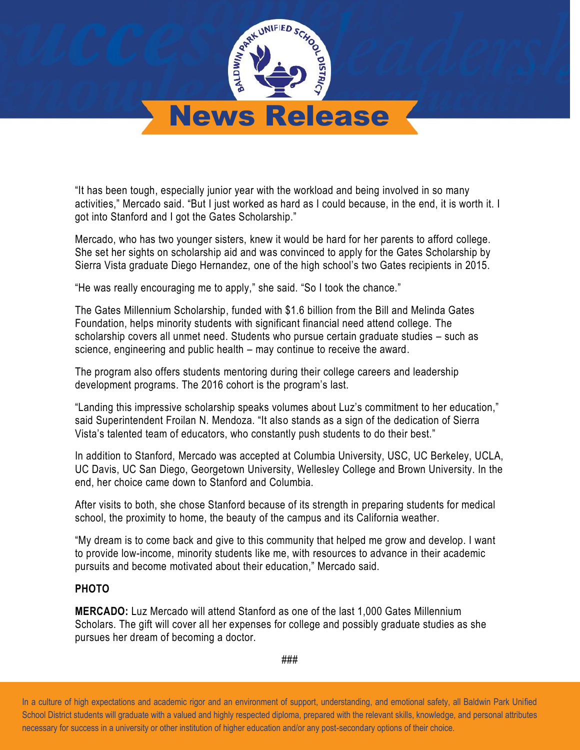"It has been tough, especially junior year with the workload and being involved in so many activities," Mercado said. "But I just worked as hard as I could because, in the end, it is worth it. I got into Stanford and I got the Gates Scholarship."

Mercado, who has two younger sisters, knew it would be hard for her parents to afford college. She set her sights on scholarship aid and was convinced to apply for the Gates Scholarship by Sierra Vista graduate Diego Hernandez, one of the high school's two Gates recipients in 2015.

"He was really encouraging me to apply," she said. "So I took the chance."

The Gates Millennium Scholarship, funded with $1.6 billion from the Bill and Melinda Gates Foundation, helps minority students with significant financial need attend college. The scholarship covers all unmet need. Students who pursue certain graduate studies – such as science, engineering and public health – may continue to receive the award.

The program also offers students mentoring during their college careers and leadership development programs. The 2016 cohort is the program's last.

"Landing this impressive scholarship speaks volumes about Luz's commitment to her education," said Superintendent Froilan N. Mendoza. "It also stands as a sign of the dedication of Sierra Vista's talented team of educators, who constantly push students to do their best."

In addition to Stanford, Mercado was accepted at Columbia University, USC, UC Berkeley, UCLA, UC Davis, UC San Diego, Georgetown University, Wellesley College and Brown University. In the end, her choice came down to Stanford and Columbia.

After visits to both, she chose Stanford because of its strength in preparing students for medical school, the proximity to home, the beauty of the campus and its California weather.

"My dream is to come back and give to this community that helped me grow and develop. I want to provide low-income, minority students like me, with resources to advance in their academic pursuits and become motivated about their education," Mercado said.

**PHOTO**

**MERCADO:** Luz Mercado will attend Stanford as one of the last 1,000 Gates Millennium Scholars. The gift will cover all her expenses for college and possibly graduate studies as she pursues her dream of becoming a doctor.

###

In a culture of high expectations and academic rigor and an environment of support, understanding, and emotional safety, all Baldwin Park Unified School District students will graduate with a valued and highly respected diploma, prepared with the relevant skills, knowledge, and personal attributes necessary for success in a university or other institution of higher education and/or any post-secondary options of their choice.